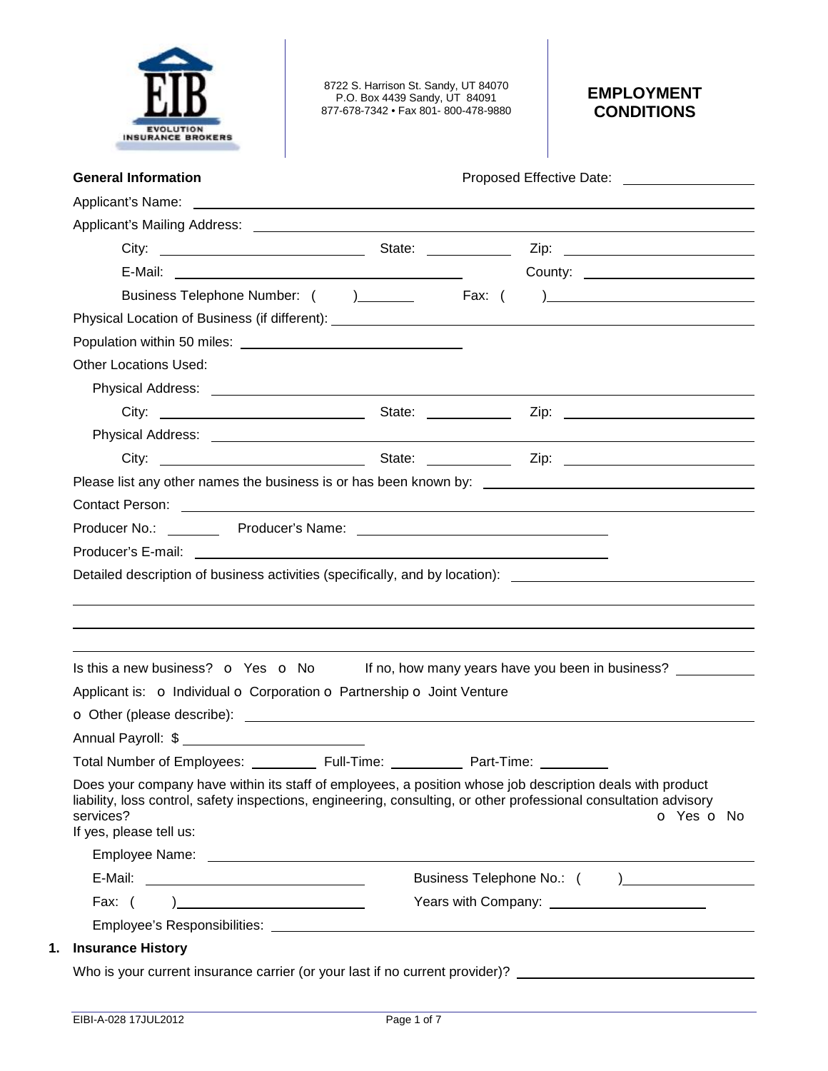EIB
EVOLUTION INSURANCE BROKERS

8722 S. Harrison St. Sandy, UT 84070
P.O. Box 4439 Sandy, UT 84091
877-678-7342 • Fax 801- 800-478-9880

# EMPLOYMENT CONDITIONS

**General Information** Proposed Effective Date: ______________

Applicant's Name: ______________________________________________

Applicant's Mailing Address: ______________________________________________

City: ______________ State: __________ Zip: ______________

E-Mail: ______________________ County: ______________

Business Telephone Number: ( ) ________ Fax: ( ) ______________

Physical Location of Business (if different): ______________________________________________

Population within 50 miles: ______________________

Other Locations Used:

Physical Address: ______________________________________________

City: ______________ State: __________ Zip: ______________

Physical Address: ______________________________________________

City: ______________ State: __________ Zip: ______________

Please list any other names the business is or has been known by: ______________________

Contact Person: ______________________________________________

Producer No.: ________ Producer's Name: ______________________

Producer's E-mail: ______________________________________________

Detailed description of business activities (specifically, and by location): ______________________

______________________________________________

______________________________________________

______________________________________________

Is this a new business? o Yes o No If no, how many years have you been in business? __________

Applicant is: o Individual o Corporation o Partnership o Joint Venture

o Other (please describe): ______________________________________________

Annual Payroll: $ ______________________

Total Number of Employees: ________ Full-Time: ________ Part-Time: ________

Does your company have within its staff of employees, a position whose job description deals with product liability, loss control, safety inspections, engineering, consulting, or other professional consultation advisory services? o Yes o No

If yes, please tell us:

Employee Name: ______________________________________________

E-Mail: ______________________ Business Telephone No.: ( ) ______________

Fax: ( ) ______________________ Years with Company: ______________

Employee's Responsibilities: ______________________________________________

## 1. Insurance History

Who is your current insurance carrier (or your last if no current provider)? ______________________

EIBI-A-028 17JUL2012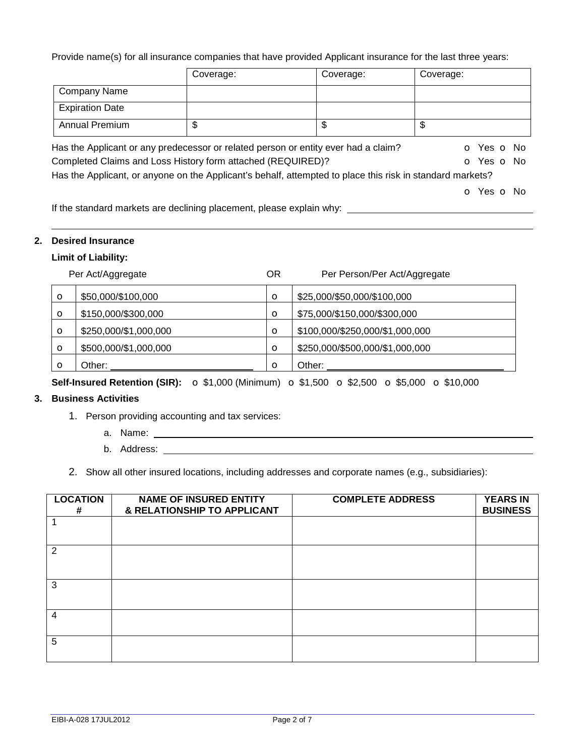Provide name(s) for all insurance companies that have provided Applicant insurance for the last three years:

| | Coverage: | Coverage: | Coverage: |
|---|---|---|---|
| Company Name | | | |
| Expiration Date | | | |
| Annual Premium | $ | $ | $ |

Has the Applicant or any predecessor or related person or entity ever had a claim? o Yes o No

Completed Claims and Loss History form attached (REQUIRED)? o Yes o No

Has the Applicant, or anyone on the Applicant's behalf, attempted to place this risk in standard markets? o Yes o No

If the standard markets are declining placement, please explain why: ____________________

____________________

**2. Desired Insurance**

**Limit of Liability:**

| | Per Act/Aggregate | OR | Per Person/Per Act/Aggregate |
|---|---|---|---|
| o | $50,000/$100,000 | o | $25,000/$50,000/$100,000 |
| o | $150,000/$300,000 | o | $75,000/$150,000/$300,000 |
| o | $250,000/$1,000,000 | o | $100,000/$250,000/$1,000,000 |
| o | $500,000/$1,000,000 | o | $250,000/$500,000/$1,000,000 |
| o | Other: ____________ | o | Other: ____________ |

**Self-Insured Retention (SIR):** o $1,000 (Minimum) o $1,500 o $2,500 o $5,000 o $10,000

**3. Business Activities**

1. Person providing accounting and tax services:
   a. Name: ____________________
   b. Address: ____________________

2. Show all other insured locations, including addresses and corporate names (e.g., subsidiaries):

| LOCATION # | NAME OF INSURED ENTITY & RELATIONSHIP TO APPLICANT | COMPLETE ADDRESS | YEARS IN BUSINESS |
|---|---|---|---|
| 1 | | | |
| 2 | | | |
| 3 | | | |
| 4 | | | |
| 5 | | | |

EIBI-A-028 17JUL2012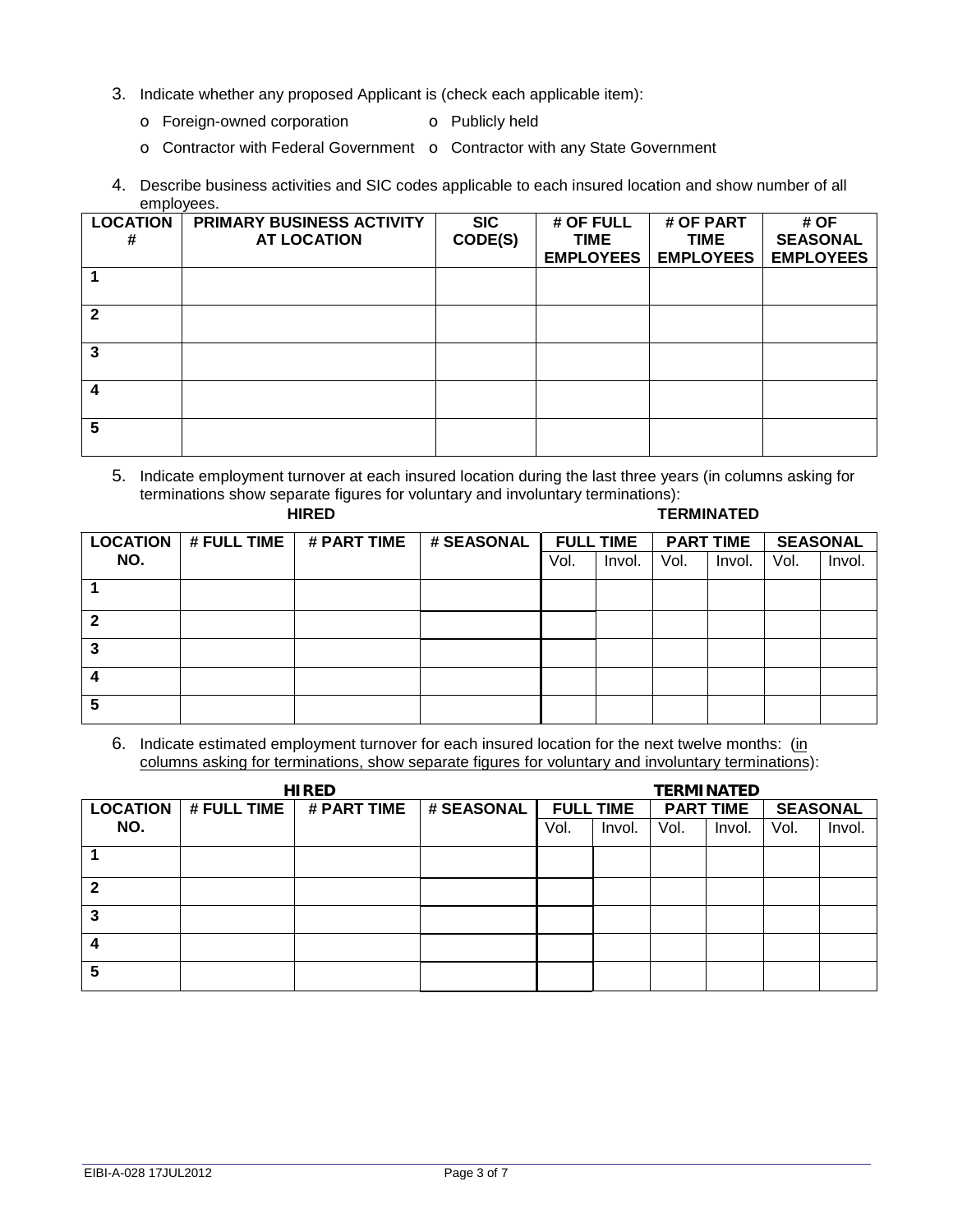3. Indicate whether any proposed Applicant is (check each applicable item):

   - o Foreign-owned corporation
   - o Publicly held
   - o Contractor with Federal Government
   - o Contractor with any State Government

4. Describe business activities and SIC codes applicable to each insured location and show number of all employees.

| LOCATION # | PRIMARY BUSINESS ACTIVITY AT LOCATION | SIC CODE(S) | # OF FULL TIME EMPLOYEES | # OF PART TIME EMPLOYEES | # OF SEASONAL EMPLOYEES |
|---|---|---|---|---|---|
| 1 | | | | | |
| 2 | | | | | |
| 3 | | | | | |
| 4 | | | | | |
| 5 | | | | | |

5. Indicate employment turnover at each insured location during the last three years (in columns asking for terminations show separate figures for voluntary and involuntary terminations):

| | HIRED | | | TERMINATED | | | | | |
|---|---|---|---|---|---|---|---|---|---|
| LOCATION NO. | # FULL TIME | # PART TIME | # SEASONAL | FULL TIME | | PART TIME | | SEASONAL | |
| | | | | Vol. | Invol. | Vol. | Invol. | Vol. | Invol. |
| 1 | | | | | | | | | |
| 2 | | | | | | | | | |
| 3 | | | | | | | | | |
| 4 | | | | | | | | | |
| 5 | | | | | | | | | |

6. Indicate estimated employment turnover for each insured location for the next twelve months: (in columns asking for terminations, show separate figures for voluntary and involuntary terminations):

| | HIRED | | | TERMINATED | | | | | |
|---|---|---|---|---|---|---|---|---|---|
| LOCATION NO. | # FULL TIME | # PART TIME | # SEASONAL | FULL TIME | | PART TIME | | SEASONAL | |
| | | | | Vol. | Invol. | Vol. | Invol. | Vol. | Invol. |
| 1 | | | | | | | | | |
| 2 | | | | | | | | | |
| 3 | | | | | | | | | |
| 4 | | | | | | | | | |
| 5 | | | | | | | | | |

EIBI-A-028 17JUL2012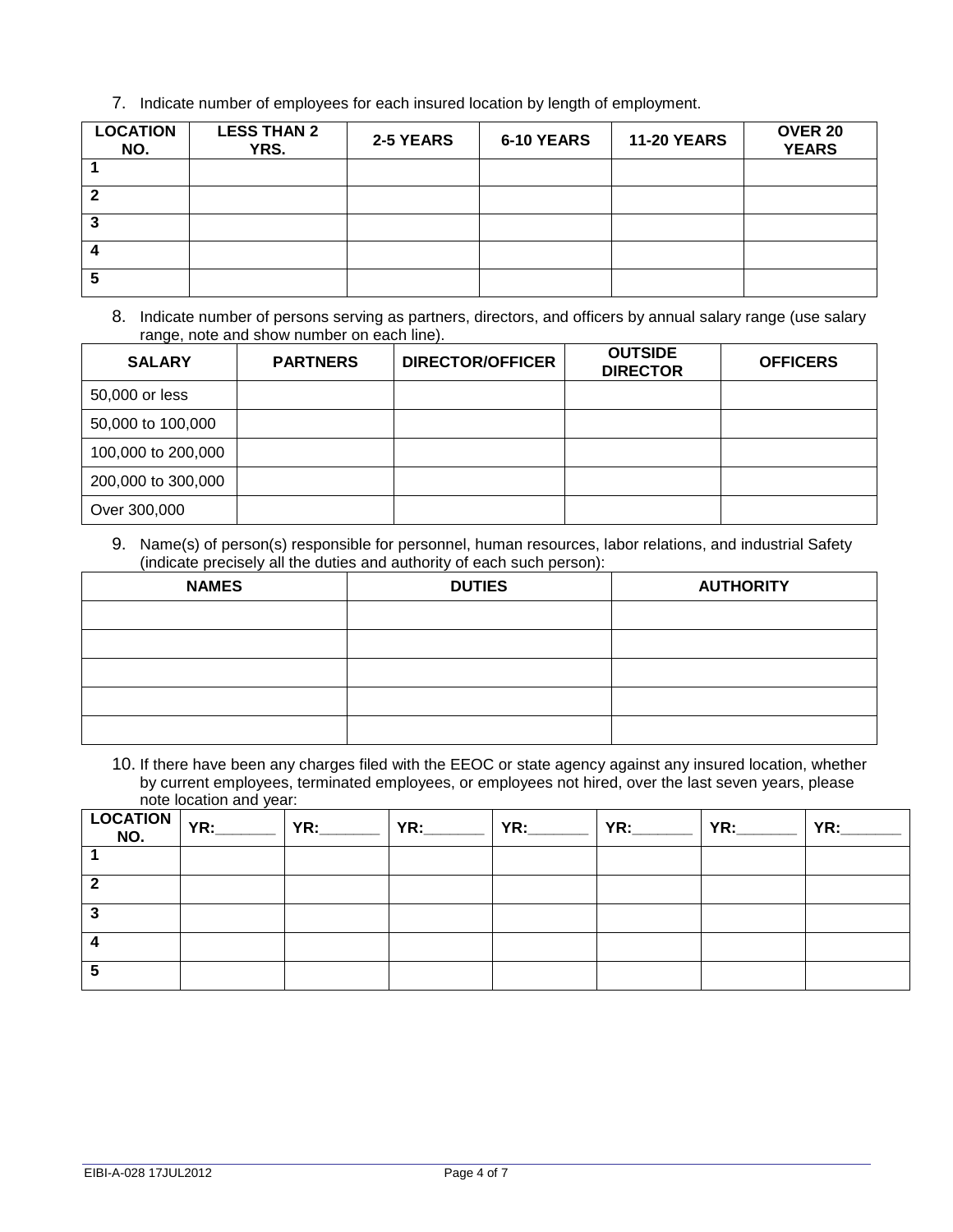7. Indicate number of employees for each insured location by length of employment.

| LOCATION NO. | LESS THAN 2 YRS. | 2-5 YEARS | 6-10 YEARS | 11-20 YEARS | OVER 20 YEARS |
|---|---|---|---|---|---|
| 1 | | | | | |
| 2 | | | | | |
| 3 | | | | | |
| 4 | | | | | |
| 5 | | | | | |

8. Indicate number of persons serving as partners, directors, and officers by annual salary range (use salary range, note and show number on each line).

| SALARY | PARTNERS | DIRECTOR/OFFICER | OUTSIDE DIRECTOR | OFFICERS |
|---|---|---|---|---|
| 50,000 or less | | | | |
| 50,000 to 100,000 | | | | |
| 100,000 to 200,000 | | | | |
| 200,000 to 300,000 | | | | |
| Over 300,000 | | | | |

9. Name(s) of person(s) responsible for personnel, human resources, labor relations, and industrial Safety (indicate precisely all the duties and authority of each such person):

| NAMES | DUTIES | AUTHORITY |
|---|---|---|
| | | |
| | | |
| | | |
| | | |
| | | |

10. If there have been any charges filed with the EEOC or state agency against any insured location, whether by current employees, terminated employees, or employees not hired, over the last seven years, please note location and year:

| LOCATION NO. | YR:_______ | YR:_______ | YR:_______ | YR:_______ | YR:_______ | YR:_______ | YR:_______ |
|---|---|---|---|---|---|---|---|
| 1 | | | | | | | |
| 2 | | | | | | | |
| 3 | | | | | | | |
| 4 | | | | | | | |
| 5 | | | | | | | |

EIBI-A-028 17JUL2012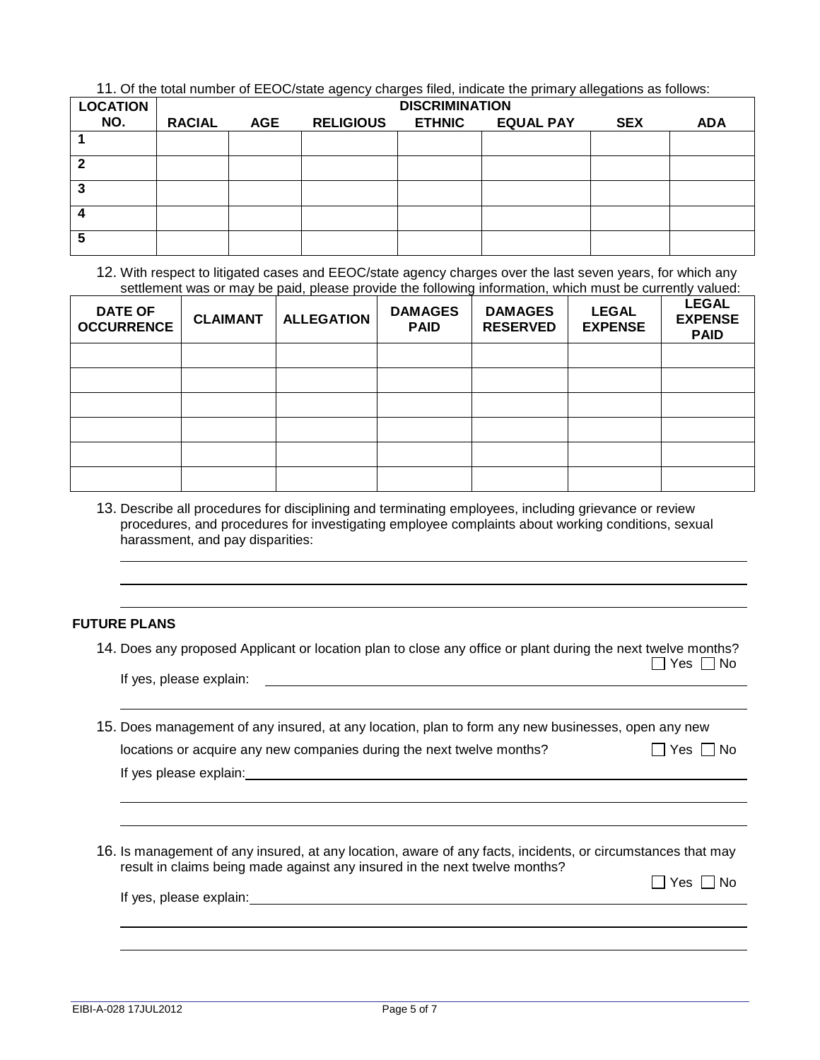11. Of the total number of EEOC/state agency charges filed, indicate the primary allegations as follows:

| LOCATION NO. | DISCRIMINATION | | | | | | |
|---|---|---|---|---|---|---|---|
| | RACIAL | AGE | RELIGIOUS | ETHNIC | EQUAL PAY | SEX | ADA |
| 1 | | | | | | | |
| 2 | | | | | | | |
| 3 | | | | | | | |
| 4 | | | | | | | |
| 5 | | | | | | | |

12. With respect to litigated cases and EEOC/state agency charges over the last seven years, for which any settlement was or may be paid, please provide the following information, which must be currently valued:

| DATE OF OCCURRENCE | CLAIMANT | ALLEGATION | DAMAGES PAID | DAMAGES RESERVED | LEGAL EXPENSE | LEGAL EXPENSE PAID |
|---|---|---|---|---|---|---|
| | | | | | | |
| | | | | | | |
| | | | | | | |
| | | | | | | |
| | | | | | | |
| | | | | | | |

13. Describe all procedures for disciplining and terminating employees, including grievance or review procedures, and procedures for investigating employee complaints about working conditions, sexual harassment, and pay disparities:

_______________________________________________

_______________________________________________

_______________________________________________

**FUTURE PLANS**

14. Does any proposed Applicant or location plan to close any office or plant during the next twelve months? ☐ Yes ☐ No

If yes, please explain: _______________________________________________

_______________________________________________

15. Does management of any insured, at any location, plan to form any new businesses, open any new locations or acquire any new companies during the next twelve months? ☐ Yes ☐ No

If yes please explain: _______________________________________________

_______________________________________________

_______________________________________________

16. Is management of any insured, at any location, aware of any facts, incidents, or circumstances that may result in claims being made against any insured in the next twelve months? ☐ Yes ☐ No

If yes, please explain: _______________________________________________

_______________________________________________

_______________________________________________

EIBI-A-028 17JUL2012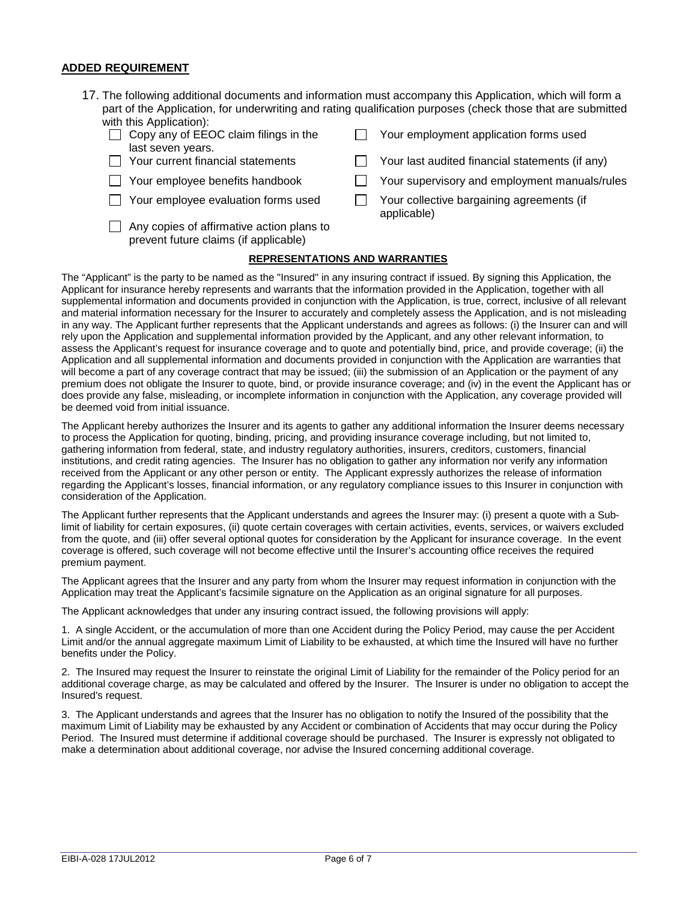## ADDED REQUIREMENT

17. The following additional documents and information must accompany this Application, which will form a part of the Application, for underwriting and rating qualification purposes (check those that are submitted with this Application):

- ☐ Copy any of EEOC claim filings in the last seven years.
- ☐ Your employment application forms used
- ☐ Your current financial statements
- ☐ Your last audited financial statements (if any)
- ☐ Your employee benefits handbook
- ☐ Your supervisory and employment manuals/rules
- ☐ Your employee evaluation forms used
- ☐ Your collective bargaining agreements (if applicable)
- ☐ Any copies of affirmative action plans to prevent future claims (if applicable)

## REPRESENTATIONS AND WARRANTIES

The "Applicant" is the party to be named as the "Insured" in any insuring contract if issued. By signing this Application, the Applicant for insurance hereby represents and warrants that the information provided in the Application, together with all supplemental information and documents provided in conjunction with the Application, is true, correct, inclusive of all relevant and material information necessary for the Insurer to accurately and completely assess the Application, and is not misleading in any way. The Applicant further represents that the Applicant understands and agrees as follows: (i) the Insurer can and will rely upon the Application and supplemental information provided by the Applicant, and any other relevant information, to assess the Applicant's request for insurance coverage and to quote and potentially bind, price, and provide coverage; (ii) the Application and all supplemental information and documents provided in conjunction with the Application are warranties that will become a part of any coverage contract that may be issued; (iii) the submission of an Application or the payment of any premium does not obligate the Insurer to quote, bind, or provide insurance coverage; and (iv) in the event the Applicant has or does provide any false, misleading, or incomplete information in conjunction with the Application, any coverage provided will be deemed void from initial issuance.

The Applicant hereby authorizes the Insurer and its agents to gather any additional information the Insurer deems necessary to process the Application for quoting, binding, pricing, and providing insurance coverage including, but not limited to, gathering information from federal, state, and industry regulatory authorities, insurers, creditors, customers, financial institutions, and credit rating agencies. The Insurer has no obligation to gather any information nor verify any information received from the Applicant or any other person or entity. The Applicant expressly authorizes the release of information regarding the Applicant's losses, financial information, or any regulatory compliance issues to this Insurer in conjunction with consideration of the Application.

The Applicant further represents that the Applicant understands and agrees the Insurer may: (i) present a quote with a Sub-limit of liability for certain exposures, (ii) quote certain coverages with certain activities, events, services, or waivers excluded from the quote, and (iii) offer several optional quotes for consideration by the Applicant for insurance coverage. In the event coverage is offered, such coverage will not become effective until the Insurer's accounting office receives the required premium payment.

The Applicant agrees that the Insurer and any party from whom the Insurer may request information in conjunction with the Application may treat the Applicant's facsimile signature on the Application as an original signature for all purposes.

The Applicant acknowledges that under any insuring contract issued, the following provisions will apply:

1. A single Accident, or the accumulation of more than one Accident during the Policy Period, may cause the per Accident Limit and/or the annual aggregate maximum Limit of Liability to be exhausted, at which time the Insured will have no further benefits under the Policy.

2. The Insured may request the Insurer to reinstate the original Limit of Liability for the remainder of the Policy period for an additional coverage charge, as may be calculated and offered by the Insurer. The Insurer is under no obligation to accept the Insured's request.

3. The Applicant understands and agrees that the Insurer has no obligation to notify the Insured of the possibility that the maximum Limit of Liability may be exhausted by any Accident or combination of Accidents that may occur during the Policy Period. The Insured must determine if additional coverage should be purchased. The Insurer is expressly not obligated to make a determination about additional coverage, nor advise the Insured concerning additional coverage.

EIBI-A-028 17JUL2012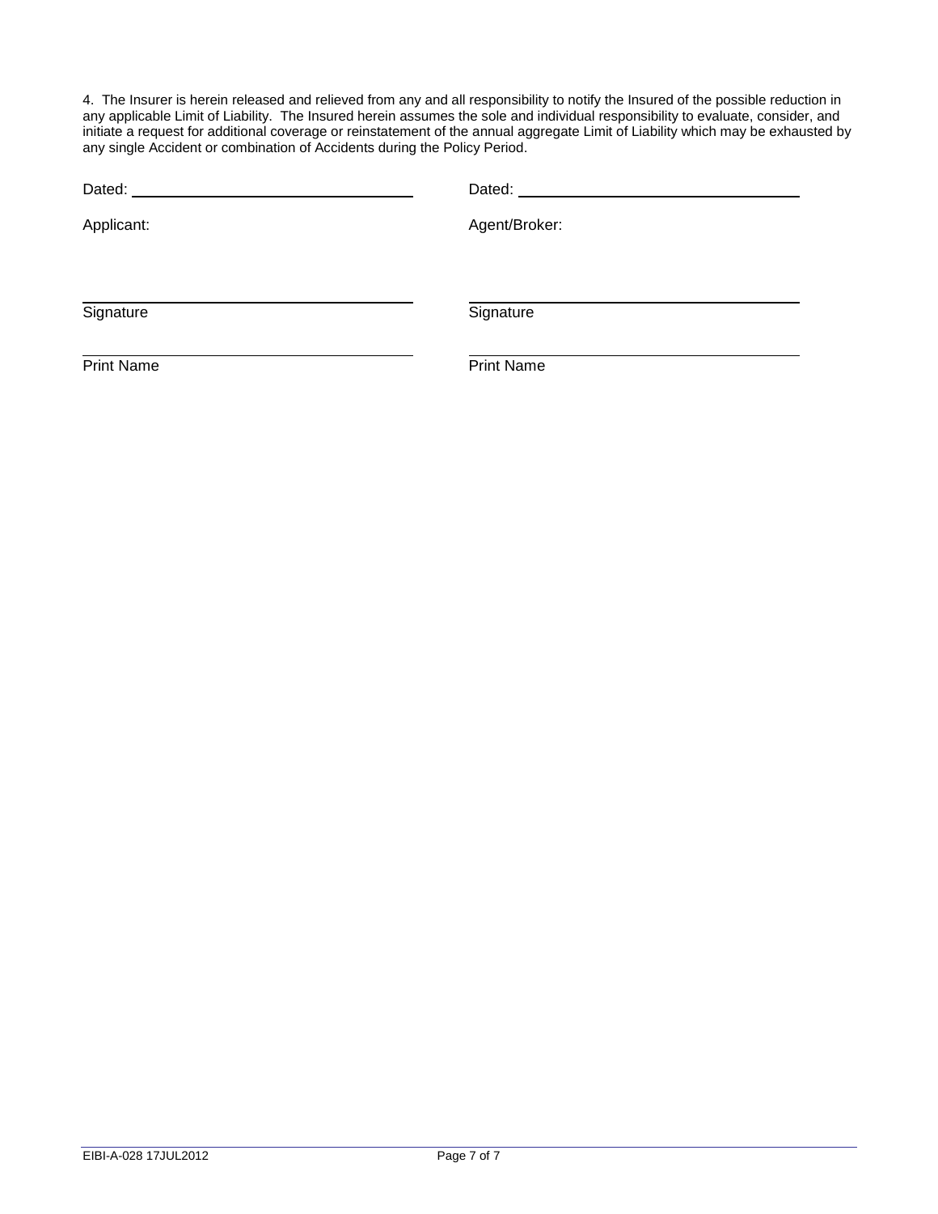4. The Insurer is herein released and relieved from any and all responsibility to notify the Insured of the possible reduction in any applicable Limit of Liability. The Insured herein assumes the sole and individual responsibility to evaluate, consider, and initiate a request for additional coverage or reinstatement of the annual aggregate Limit of Liability which may be exhausted by any single Accident or combination of Accidents during the Policy Period.

Dated: ______________________________

Applicant:

______________________________
Signature

______________________________
Print Name

Dated: ______________________________

Agent/Broker:

______________________________
Signature

______________________________
Print Name

EIBI-A-028 17JUL2012